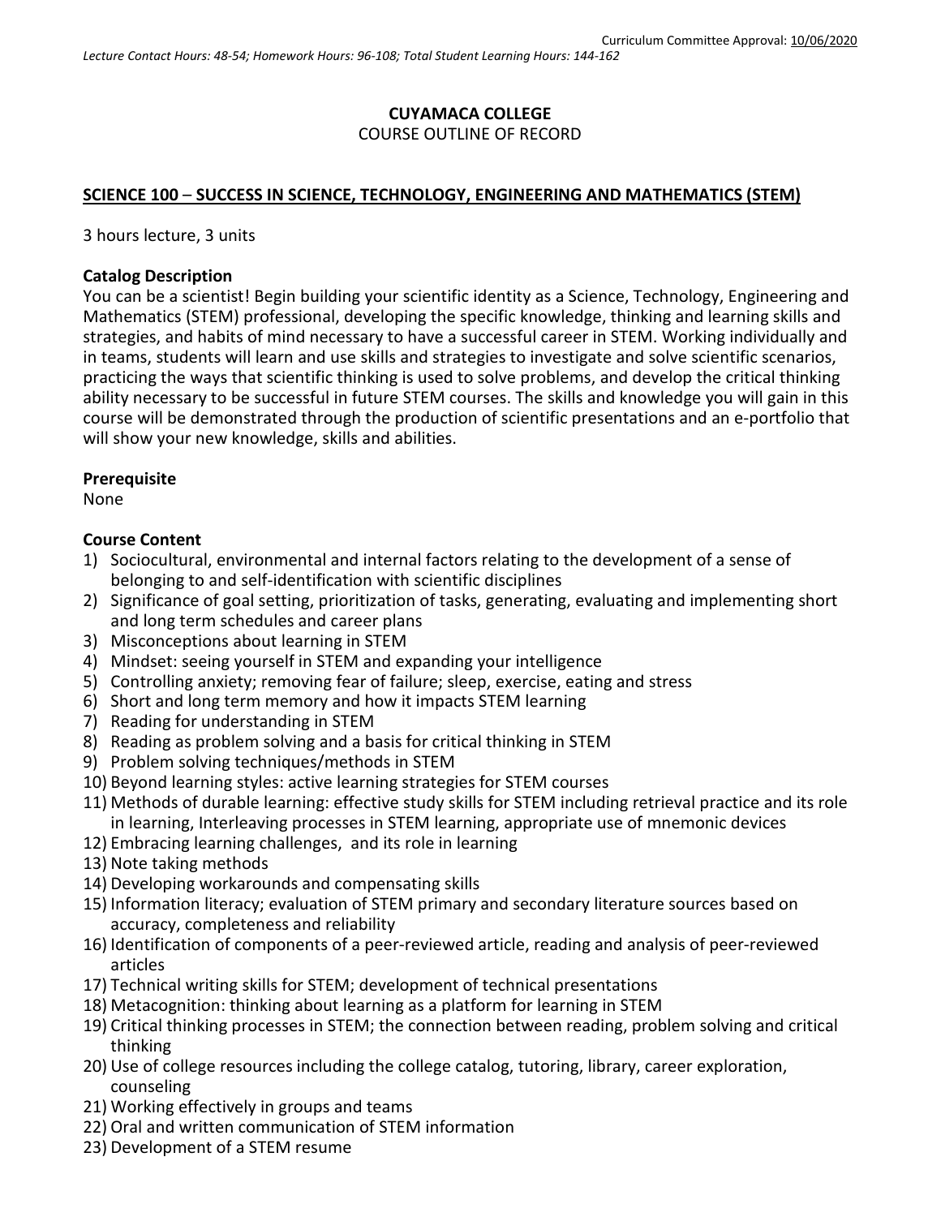Curriculum Committee Approval: 10/06/2020

*Lecture Contact Hours: 48-54; Homework Hours: 96-108; Total Student Learning Hours: 144-162*

**CUYAMACA COLLEGE**

COURSE OUTLINE OF RECORD

## SCIENCE 100 – SUCCESS IN SCIENCE, TECHNOLOGY, ENGINEERING AND MATHEMATICS (STEM)

3 hours lecture, 3 units

### Catalog Description

You can be a scientist! Begin building your scientific identity as a Science, Technology, Engineering and Mathematics (STEM) professional, developing the specific knowledge, thinking and learning skills and strategies, and habits of mind necessary to have a successful career in STEM. Working individually and in teams, students will learn and use skills and strategies to investigate and solve scientific scenarios, practicing the ways that scientific thinking is used to solve problems, and develop the critical thinking ability necessary to be successful in future STEM courses. The skills and knowledge you will gain in this course will be demonstrated through the production of scientific presentations and an e-portfolio that will show your new knowledge, skills and abilities.

### Prerequisite

None

### Course Content

1) Sociocultural, environmental and internal factors relating to the development of a sense of belonging to and self-identification with scientific disciplines
2) Significance of goal setting, prioritization of tasks, generating, evaluating and implementing short and long term schedules and career plans
3) Misconceptions about learning in STEM
4) Mindset: seeing yourself in STEM and expanding your intelligence
5) Controlling anxiety; removing fear of failure; sleep, exercise, eating and stress
6) Short and long term memory and how it impacts STEM learning
7) Reading for understanding in STEM
8) Reading as problem solving and a basis for critical thinking in STEM
9) Problem solving techniques/methods in STEM
10) Beyond learning styles: active learning strategies for STEM courses
11) Methods of durable learning: effective study skills for STEM including retrieval practice and its role in learning, Interleaving processes in STEM learning, appropriate use of mnemonic devices
12) Embracing learning challenges, and its role in learning
13) Note taking methods
14) Developing workarounds and compensating skills
15) Information literacy; evaluation of STEM primary and secondary literature sources based on accuracy, completeness and reliability
16) Identification of components of a peer-reviewed article, reading and analysis of peer-reviewed articles
17) Technical writing skills for STEM; development of technical presentations
18) Metacognition: thinking about learning as a platform for learning in STEM
19) Critical thinking processes in STEM; the connection between reading, problem solving and critical thinking
20) Use of college resources including the college catalog, tutoring, library, career exploration, counseling
21) Working effectively in groups and teams
22) Oral and written communication of STEM information
23) Development of a STEM resume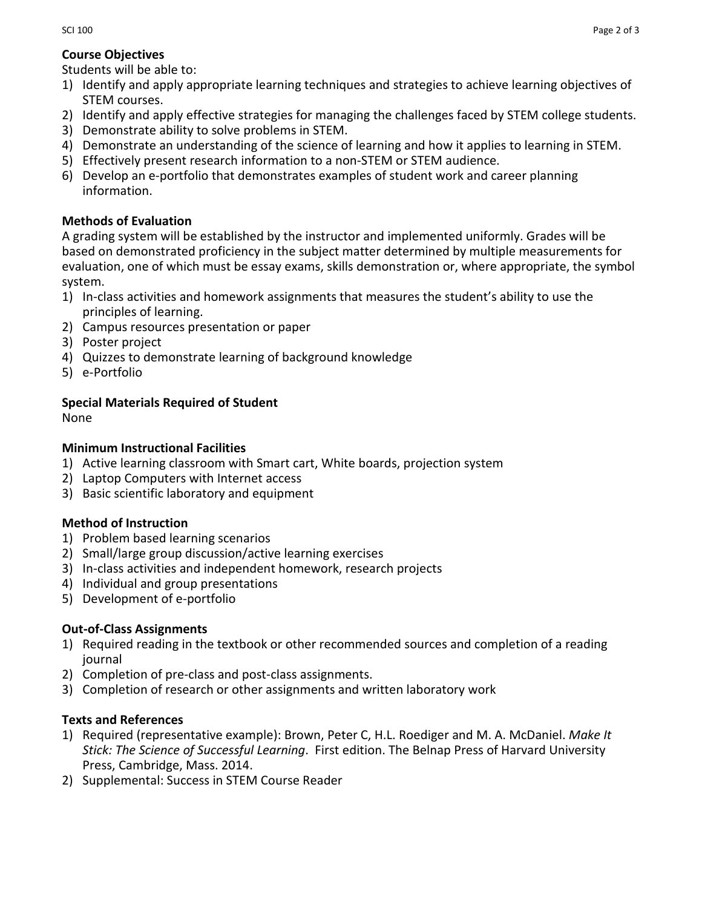**Course Objectives**

Students will be able to:

1) Identify and apply appropriate learning techniques and strategies to achieve learning objectives of STEM courses.
2) Identify and apply effective strategies for managing the challenges faced by STEM college students.
3) Demonstrate ability to solve problems in STEM.
4) Demonstrate an understanding of the science of learning and how it applies to learning in STEM.
5) Effectively present research information to a non-STEM or STEM audience.
6) Develop an e-portfolio that demonstrates examples of student work and career planning information.

**Methods of Evaluation**

A grading system will be established by the instructor and implemented uniformly. Grades will be based on demonstrated proficiency in the subject matter determined by multiple measurements for evaluation, one of which must be essay exams, skills demonstration or, where appropriate, the symbol system.

1) In-class activities and homework assignments that measures the student's ability to use the principles of learning.
2) Campus resources presentation or paper
3) Poster project
4) Quizzes to demonstrate learning of background knowledge
5) e-Portfolio

**Special Materials Required of Student**

None

**Minimum Instructional Facilities**

1) Active learning classroom with Smart cart, White boards, projection system
2) Laptop Computers with Internet access
3) Basic scientific laboratory and equipment

**Method of Instruction**

1) Problem based learning scenarios
2) Small/large group discussion/active learning exercises
3) In-class activities and independent homework, research projects
4) Individual and group presentations
5) Development of e-portfolio

**Out-of-Class Assignments**

1) Required reading in the textbook or other recommended sources and completion of a reading journal
2) Completion of pre-class and post-class assignments.
3) Completion of research or other assignments and written laboratory work

**Texts and References**

1) Required (representative example): Brown, Peter C, H.L. Roediger and M. A. McDaniel. *Make It Stick: The Science of Successful Learning*. First edition. The Belnap Press of Harvard University Press, Cambridge, Mass. 2014.
2) Supplemental: Success in STEM Course Reader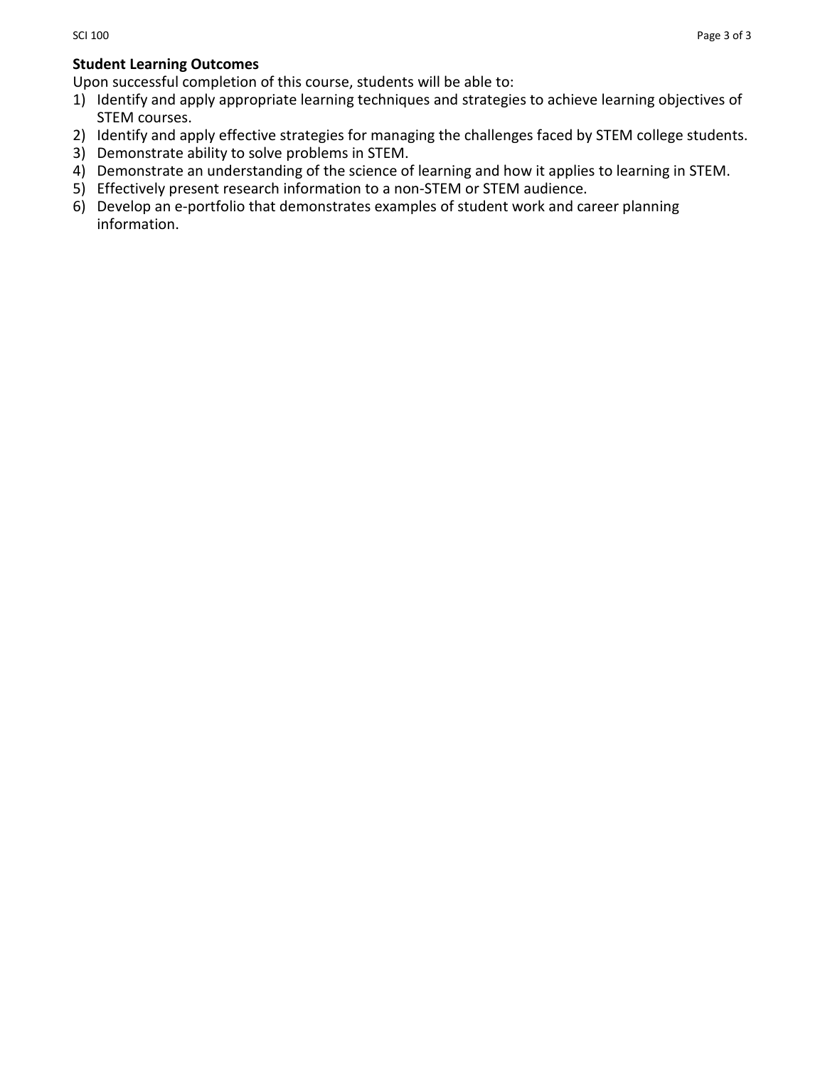**Student Learning Outcomes**

Upon successful completion of this course, students will be able to:

1) Identify and apply appropriate learning techniques and strategies to achieve learning objectives of STEM courses.
2) Identify and apply effective strategies for managing the challenges faced by STEM college students.
3) Demonstrate ability to solve problems in STEM.
4) Demonstrate an understanding of the science of learning and how it applies to learning in STEM.
5) Effectively present research information to a non-STEM or STEM audience.
6) Develop an e-portfolio that demonstrates examples of student work and career planning information.